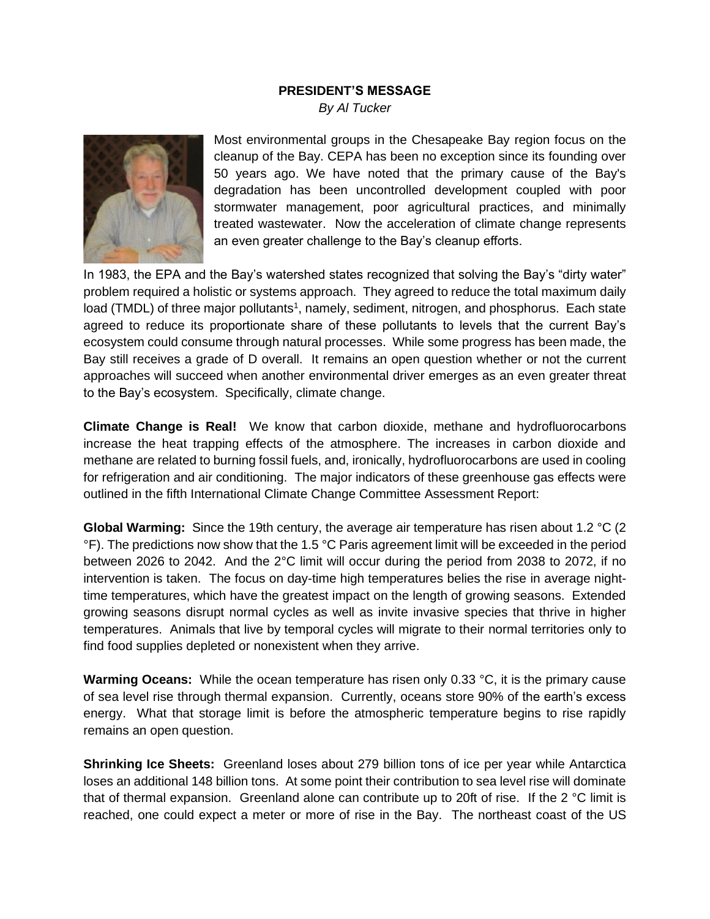**PRESIDENT'S MESSAGE**

*By Al Tucker*

Most environmental groups in the Chesapeake Bay region focus on the cleanup of the Bay. CEPA has been no exception since its founding over 50 years ago. We have noted that the primary cause of the Bay's degradation has been uncontrolled development coupled with poor stormwater management, poor agricultural practices, and minimally treated wastewater. Now the acceleration of climate change represents an even greater challenge to the Bay's cleanup efforts.

In 1983, the EPA and the Bay's watershed states recognized that solving the Bay's "dirty water" problem required a holistic or systems approach. They agreed to reduce the total maximum daily load (TMDL) of three major pollutants[1], namely, sediment, nitrogen, and phosphorus. Each state agreed to reduce its proportionate share of these pollutants to levels that the current Bay's ecosystem could consume through natural processes. While some progress has been made, the Bay still receives a grade of D overall. It remains an open question whether or not the current approaches will succeed when another environmental driver emerges as an even greater threat to the Bay's ecosystem. Specifically, climate change.

**Climate Change is Real!** We know that carbon dioxide, methane and hydrofluorocarbons increase the heat trapping effects of the atmosphere. The increases in carbon dioxide and methane are related to burning fossil fuels, and, ironically, hydrofluorocarbons are used in cooling for refrigeration and air conditioning. The major indicators of these greenhouse gas effects were outlined in the fifth International Climate Change Committee Assessment Report:

**Global Warming:** Since the 19th century, the average air temperature has risen about 1.2 °C (2 °F). The predictions now show that the 1.5 °C Paris agreement limit will be exceeded in the period between 2026 to 2042. And the 2°C limit will occur during the period from 2038 to 2072, if no intervention is taken. The focus on day-time high temperatures belies the rise in average night-time temperatures, which have the greatest impact on the length of growing seasons. Extended growing seasons disrupt normal cycles as well as invite invasive species that thrive in higher temperatures. Animals that live by temporal cycles will migrate to their normal territories only to find food supplies depleted or nonexistent when they arrive.

**Warming Oceans:** While the ocean temperature has risen only 0.33 °C, it is the primary cause of sea level rise through thermal expansion. Currently, oceans store 90% of the earth's excess energy. What that storage limit is before the atmospheric temperature begins to rise rapidly remains an open question.

**Shrinking Ice Sheets:** Greenland loses about 279 billion tons of ice per year while Antarctica loses an additional 148 billion tons. At some point their contribution to sea level rise will dominate that of thermal expansion. Greenland alone can contribute up to 20ft of rise. If the 2 °C limit is reached, one could expect a meter or more of rise in the Bay. The northeast coast of the US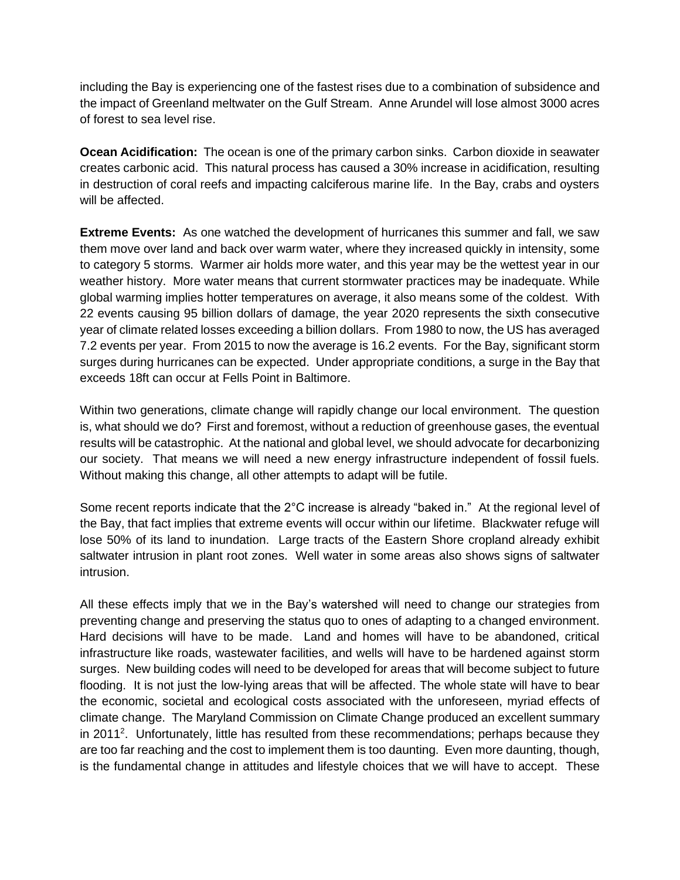including the Bay is experiencing one of the fastest rises due to a combination of subsidence and the impact of Greenland meltwater on the Gulf Stream. Anne Arundel will lose almost 3000 acres of forest to sea level rise.

**Ocean Acidification:** The ocean is one of the primary carbon sinks. Carbon dioxide in seawater creates carbonic acid. This natural process has caused a 30% increase in acidification, resulting in destruction of coral reefs and impacting calciferous marine life. In the Bay, crabs and oysters will be affected.

**Extreme Events:** As one watched the development of hurricanes this summer and fall, we saw them move over land and back over warm water, where they increased quickly in intensity, some to category 5 storms. Warmer air holds more water, and this year may be the wettest year in our weather history. More water means that current stormwater practices may be inadequate. While global warming implies hotter temperatures on average, it also means some of the coldest. With 22 events causing 95 billion dollars of damage, the year 2020 represents the sixth consecutive year of climate related losses exceeding a billion dollars. From 1980 to now, the US has averaged 7.2 events per year. From 2015 to now the average is 16.2 events. For the Bay, significant storm surges during hurricanes can be expected. Under appropriate conditions, a surge in the Bay that exceeds 18ft can occur at Fells Point in Baltimore.

Within two generations, climate change will rapidly change our local environment. The question is, what should we do? First and foremost, without a reduction of greenhouse gases, the eventual results will be catastrophic. At the national and global level, we should advocate for decarbonizing our society. That means we will need a new energy infrastructure independent of fossil fuels. Without making this change, all other attempts to adapt will be futile.

Some recent reports indicate that the 2°C increase is already "baked in." At the regional level of the Bay, that fact implies that extreme events will occur within our lifetime. Blackwater refuge will lose 50% of its land to inundation. Large tracts of the Eastern Shore cropland already exhibit saltwater intrusion in plant root zones. Well water in some areas also shows signs of saltwater intrusion.

All these effects imply that we in the Bay's watershed will need to change our strategies from preventing change and preserving the status quo to ones of adapting to a changed environment. Hard decisions will have to be made. Land and homes will have to be abandoned, critical infrastructure like roads, wastewater facilities, and wells will have to be hardened against storm surges. New building codes will need to be developed for areas that will become subject to future flooding. It is not just the low-lying areas that will be affected. The whole state will have to bear the economic, societal and ecological costs associated with the unforeseen, myriad effects of climate change. The Maryland Commission on Climate Change produced an excellent summary in 2011[2]. Unfortunately, little has resulted from these recommendations; perhaps because they are too far reaching and the cost to implement them is too daunting. Even more daunting, though, is the fundamental change in attitudes and lifestyle choices that we will have to accept. These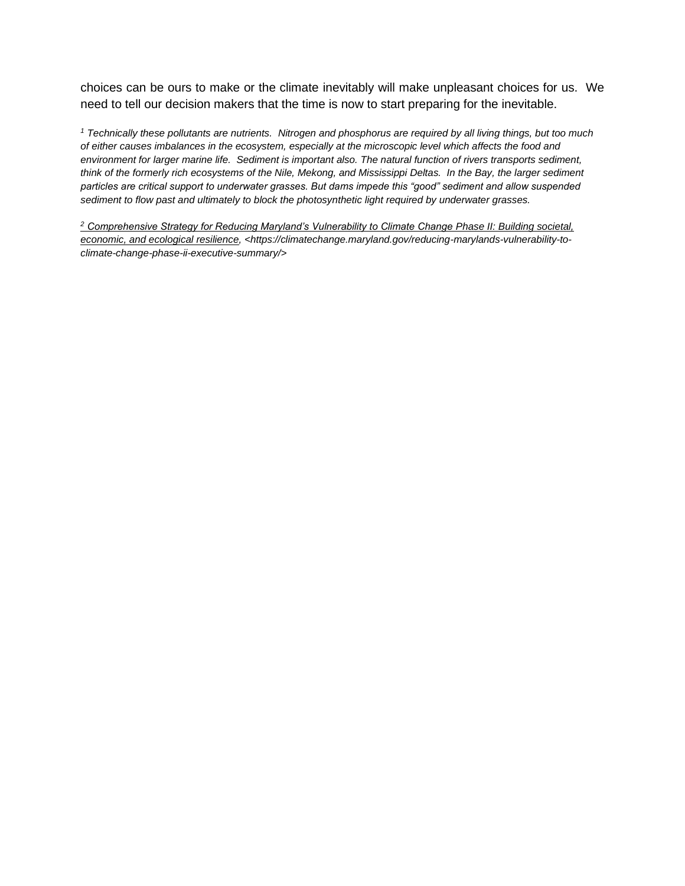choices can be ours to make or the climate inevitably will make unpleasant choices for us. We need to tell our decision makers that the time is now to start preparing for the inevitable.

*[1] Technically these pollutants are nutrients. Nitrogen and phosphorus are required by all living things, but too much of either causes imbalances in the ecosystem, especially at the microscopic level which affects the food and environment for larger marine life. Sediment is important also. The natural function of rivers transports sediment, think of the formerly rich ecosystems of the Nile, Mekong, and Mississippi Deltas. In the Bay, the larger sediment particles are critical support to underwater grasses. But dams impede this "good" sediment and allow suspended sediment to flow past and ultimately to block the photosynthetic light required by underwater grasses.*

*[2] Comprehensive Strategy for Reducing Maryland's Vulnerability to Climate Change Phase II: Building societal, economic, and ecological resilience, <https://climatechange.maryland.gov/reducing-marylands-vulnerability-to-climate-change-phase-ii-executive-summary/>*